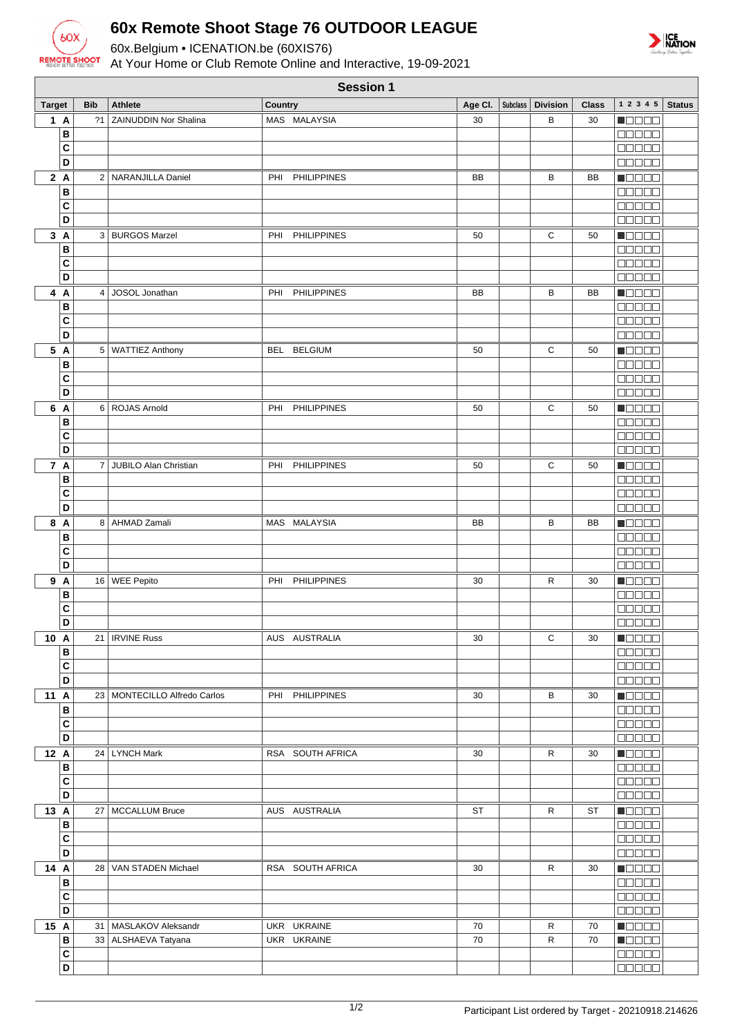# 60x Remote Shoot Stage 76 OUTDOOR LEAGUE

60x.Belgium • ICENATION.be (60XIS76)

At Your Home or Club Remote Online and Interactive, 19-09-2021

## Session 1

| Target | | Bib | Athlete | Country | Age Cl. | Subclass | Division | Class | 1 2 3 4 5 | Status |
|---|---|---|---|---|---|---|---|---|---|---|
| 1 | A | ?1 | ZAINUDDIN Nor Shalina | MAS MALAYSIA | 30 | | B | 30 | ■□□□□ | |
| | B | | | | | | | | □□□□□ | |
| | C | | | | | | | | □□□□□ | |
| | D | | | | | | | | □□□□□ | |
| 2 | A | 2 | NARANJILLA Daniel | PHI PHILIPPINES | BB | | B | BB | ■□□□□ | |
| | B | | | | | | | | □□□□□ | |
| | C | | | | | | | | □□□□□ | |
| | D | | | | | | | | □□□□□ | |
| 3 | A | 3 | BURGOS Marzel | PHI PHILIPPINES | 50 | | C | 50 | ■□□□□ | |
| | B | | | | | | | | □□□□□ | |
| | C | | | | | | | | □□□□□ | |
| | D | | | | | | | | □□□□□ | |
| 4 | A | 4 | JOSOL Jonathan | PHI PHILIPPINES | BB | | B | BB | ■□□□□ | |
| | B | | | | | | | | □□□□□ | |
| | C | | | | | | | | □□□□□ | |
| | D | | | | | | | | □□□□□ | |
| 5 | A | 5 | WATTIEZ Anthony | BEL BELGIUM | 50 | | C | 50 | ■□□□□ | |
| | B | | | | | | | | □□□□□ | |
| | C | | | | | | | | □□□□□ | |
| | D | | | | | | | | □□□□□ | |
| 6 | A | 6 | ROJAS Arnold | PHI PHILIPPINES | 50 | | C | 50 | ■□□□□ | |
| | B | | | | | | | | □□□□□ | |
| | C | | | | | | | | □□□□□ | |
| | D | | | | | | | | □□□□□ | |
| 7 | A | 7 | JUBILO Alan Christian | PHI PHILIPPINES | 50 | | C | 50 | ■□□□□ | |
| | B | | | | | | | | □□□□□ | |
| | C | | | | | | | | □□□□□ | |
| | D | | | | | | | | □□□□□ | |
| 8 | A | 8 | AHMAD Zamali | MAS MALAYSIA | BB | | B | BB | ■□□□□ | |
| | B | | | | | | | | □□□□□ | |
| | C | | | | | | | | □□□□□ | |
| | D | | | | | | | | □□□□□ | |
| 9 | A | 16 | WEE Pepito | PHI PHILIPPINES | 30 | | R | 30 | ■□□□□ | |
| | B | | | | | | | | □□□□□ | |
| | C | | | | | | | | □□□□□ | |
| | D | | | | | | | | □□□□□ | |
| 10 | A | 21 | IRVINE Russ | AUS AUSTRALIA | 30 | | C | 30 | ■□□□□ | |
| | B | | | | | | | | □□□□□ | |
| | C | | | | | | | | □□□□□ | |
| | D | | | | | | | | □□□□□ | |
| 11 | A | 23 | MONTECILLO Alfredo Carlos | PHI PHILIPPINES | 30 | | B | 30 | ■□□□□ | |
| | B | | | | | | | | □□□□□ | |
| | C | | | | | | | | □□□□□ | |
| | D | | | | | | | | □□□□□ | |
| 12 | A | 24 | LYNCH Mark | RSA SOUTH AFRICA | 30 | | R | 30 | ■□□□□ | |
| | B | | | | | | | | □□□□□ | |
| | C | | | | | | | | □□□□□ | |
| | D | | | | | | | | □□□□□ | |
| 13 | A | 27 | MCCALLUM Bruce | AUS AUSTRALIA | ST | | R | ST | ■□□□□ | |
| | B | | | | | | | | □□□□□ | |
| | C | | | | | | | | □□□□□ | |
| | D | | | | | | | | □□□□□ | |
| 14 | A | 28 | VAN STADEN Michael | RSA SOUTH AFRICA | 30 | | R | 30 | ■□□□□ | |
| | B | | | | | | | | □□□□□ | |
| | C | | | | | | | | □□□□□ | |
| | D | | | | | | | | □□□□□ | |
| 15 | A | 31 | MASLAKOV Aleksandr | UKR UKRAINE | 70 | | R | 70 | ■□□□□ | |
| | B | 33 | ALSHAEVA Tatyana | UKR UKRAINE | 70 | | R | 70 | ■□□□□ | |
| | C | | | | | | | | □□□□□ | |
| | D | | | | | | | | □□□□□ | |

Participant List ordered by Target - 20210918.214626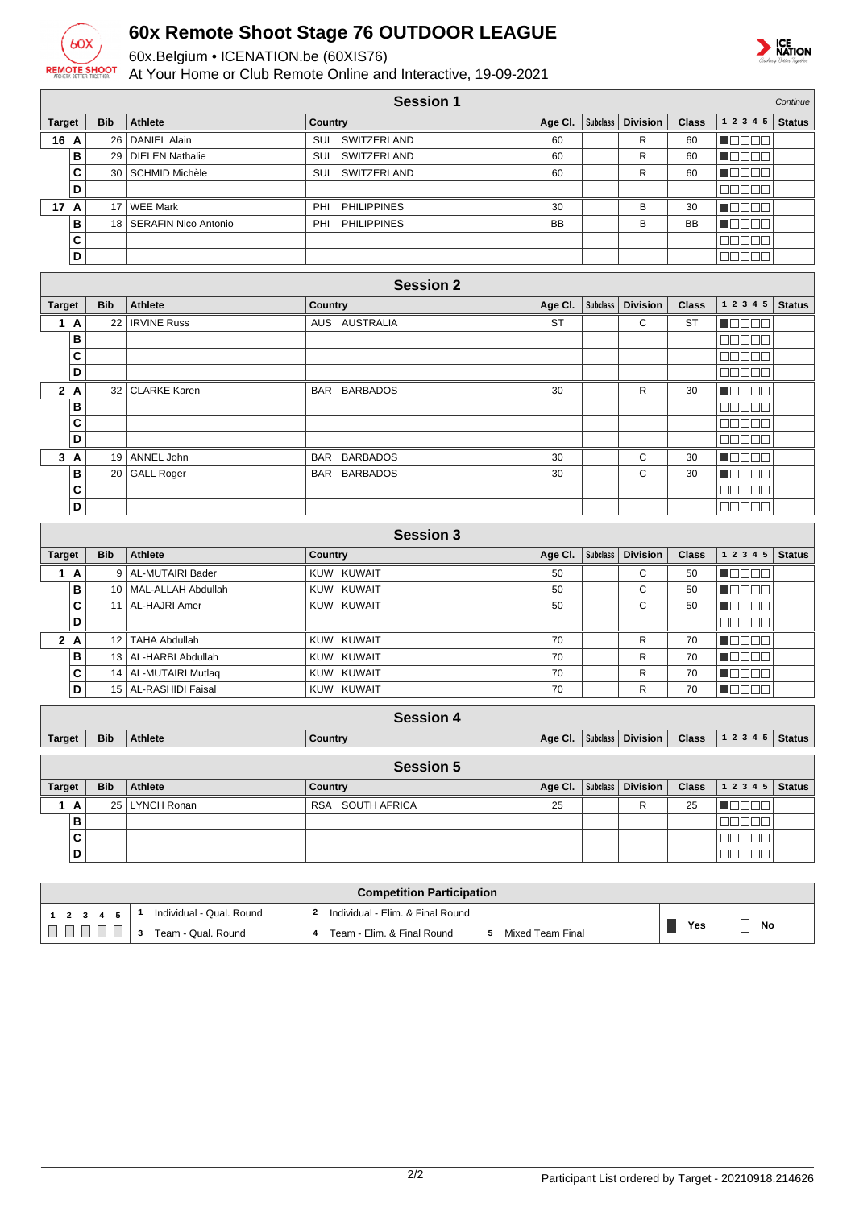# 60x Remote Shoot Stage 76 OUTDOOR LEAGUE

60x.Belgium • ICENATION.be (60XIS76)

At Your Home or Club Remote Online and Interactive, 19-09-2021

## Session 1

*Continue*

| Target | Bib | Athlete | Country | Age Cl. | Subclass | Division | Class | 1 2 3 4 5 | Status |
|---|---|---|---|---|---|---|---|---|---|
| 16 A | 26 | DANIEL Alain | SUI SWITZERLAND | 60 | | R | 60 | ■□□□□ | |
| B | 29 | DIELEN Nathalie | SUI SWITZERLAND | 60 | | R | 60 | ■□□□□ | |
| C | 30 | SCHMID Michèle | SUI SWITZERLAND | 60 | | R | 60 | ■□□□□ | |
| D | | | | | | | | □□□□□ | |
| 17 A | 17 | WEE Mark | PHI PHILIPPINES | 30 | | B | 30 | ■□□□□ | |
| B | 18 | SERAFIN Nico Antonio | PHI PHILIPPINES | BB | | B | BB | ■□□□□ | |
| C | | | | | | | | □□□□□ | |
| D | | | | | | | | □□□□□ | |

## Session 2

| Target | Bib | Athlete | Country | Age Cl. | Subclass | Division | Class | 1 2 3 4 5 | Status |
|---|---|---|---|---|---|---|---|---|---|
| 1 A | 22 | IRVINE Russ | AUS AUSTRALIA | ST | | C | ST | ■□□□□ | |
| B | | | | | | | | □□□□□ | |
| C | | | | | | | | □□□□□ | |
| D | | | | | | | | □□□□□ | |
| 2 A | 32 | CLARKE Karen | BAR BARBADOS | 30 | | R | 30 | ■□□□□ | |
| B | | | | | | | | □□□□□ | |
| C | | | | | | | | □□□□□ | |
| D | | | | | | | | □□□□□ | |
| 3 A | 19 | ANNEL John | BAR BARBADOS | 30 | | C | 30 | ■□□□□ | |
| B | 20 | GALL Roger | BAR BARBADOS | 30 | | C | 30 | ■□□□□ | |
| C | | | | | | | | □□□□□ | |
| D | | | | | | | | □□□□□ | |

## Session 3

| Target | Bib | Athlete | Country | Age Cl. | Subclass | Division | Class | 1 2 3 4 5 | Status |
|---|---|---|---|---|---|---|---|---|---|
| 1 A | 9 | AL-MUTAIRI Bader | KUW KUWAIT | 50 | | C | 50 | ■□□□□ | |
| B | 10 | MAL-ALLAH Abdullah | KUW KUWAIT | 50 | | C | 50 | ■□□□□ | |
| C | 11 | AL-HAJRI Amer | KUW KUWAIT | 50 | | C | 50 | ■□□□□ | |
| D | | | | | | | | □□□□□ | |
| 2 A | 12 | TAHA Abdullah | KUW KUWAIT | 70 | | R | 70 | ■□□□□ | |
| B | 13 | AL-HARBI Abdullah | KUW KUWAIT | 70 | | R | 70 | ■□□□□ | |
| C | 14 | AL-MUTAIRI Mutlaq | KUW KUWAIT | 70 | | R | 70 | ■□□□□ | |
| D | 15 | AL-RASHIDI Faisal | KUW KUWAIT | 70 | | R | 70 | ■□□□□ | |

## Session 4

| Target | Bib | Athlete | Country | Age Cl. | Subclass | Division | Class | 1 2 3 4 5 | Status |
|---|---|---|---|---|---|---|---|---|---|

## Session 5

| Target | Bib | Athlete | Country | Age Cl. | Subclass | Division | Class | 1 2 3 4 5 | Status |
|---|---|---|---|---|---|---|---|---|---|
| 1 A | 25 | LYNCH Ronan | RSA SOUTH AFRICA | 25 | | R | 25 | ■□□□□ | |
| B | | | | | | | | □□□□□ | |
| C | | | | | | | | □□□□□ | |
| D | | | | | | | | □□□□□ | |

## Competition Participation

| 1 2 3 4 5 | | | |
|---|---|---|---|
| □□□□□ | 1 Individual - Qual. Round<br>3 Team - Qual. Round | 2 Individual - Elim. & Final Round<br>4 Team - Elim. & Final Round 5 Mixed Team Final | ■ Yes □ No |

Participant List ordered by Target - 20210918.214626